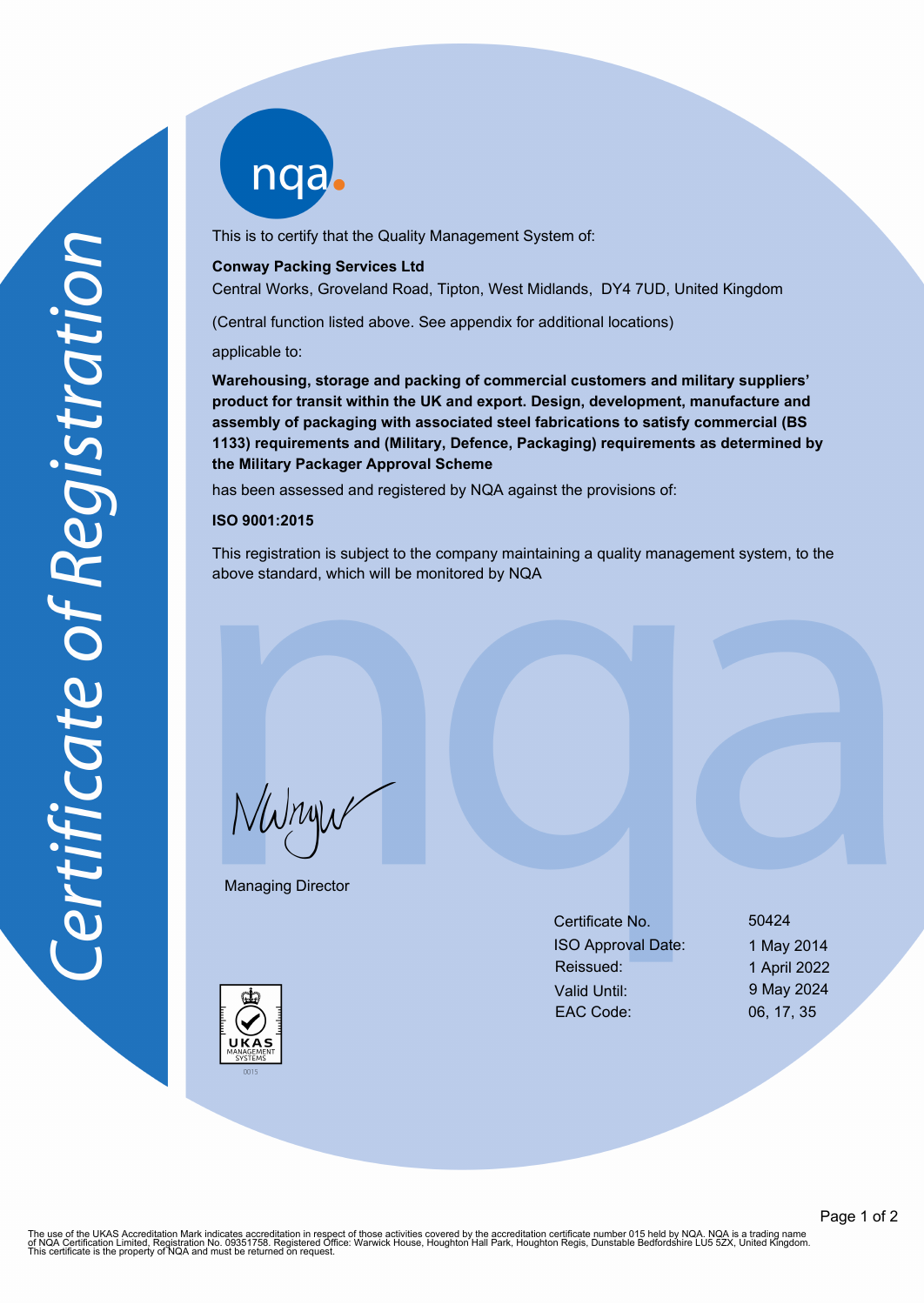# Certificate of Registration

nqa.

This is to certify that the Quality Management System of:

**Conway Packing Services Ltd**
Central Works, Groveland Road, Tipton, West Midlands, DY4 7UD, United Kingdom

(Central function listed above. See appendix for additional locations)

applicable to:

**Warehousing, storage and packing of commercial customers and military suppliers' product for transit within the UK and export. Design, development, manufacture and assembly of packaging with associated steel fabrications to satisfy commercial (BS 1133) requirements and (Military, Defence, Packaging) requirements as determined by the Military Packager Approval Scheme**

has been assessed and registered by NQA against the provisions of:

**ISO 9001:2015**

This registration is subject to the company maintaining a quality management system, to the above standard, which will be monitored by NQA

Managing Director

| | |
|---|---|
| Certificate No. | 50424 |
| ISO Approval Date: | 1 May 2014 |
| Reissued: | 1 April 2022 |
| Valid Until: | 9 May 2024 |
| EAC Code: | 06, 17, 35 |

UKAS MANAGEMENT SYSTEMS 0015

The use of the UKAS Accreditation Mark indicates accreditation in respect of those activities covered by the accreditation certificate number 015 held by NQA. NQA is a trading name of NQA Certification Limited, Registration No. 09351758. Registered Office: Warwick House, Houghton Hall Park, Houghton Regis, Dunstable Bedfordshire LU5 5ZX, United Kingdom. This certificate is the property of NQA and must be returned on request.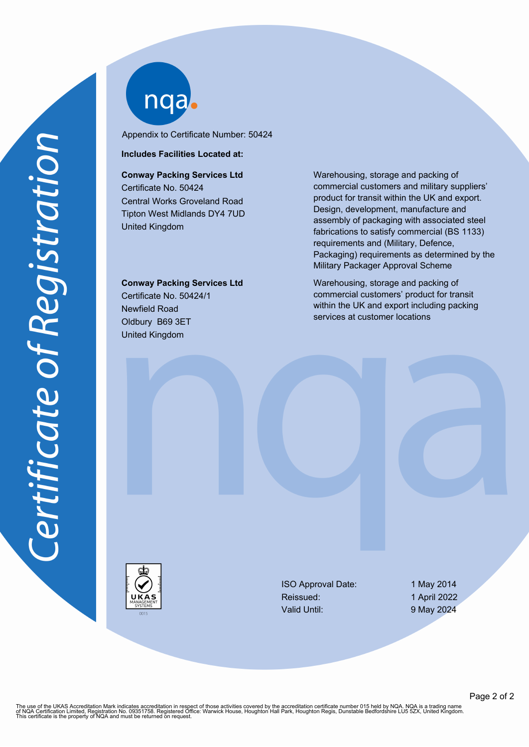# Certificate of Registration

nqa

Appendix to Certificate Number: 50424

**Includes Facilities Located at:**

| | |
|---|---|
| **Conway Packing Services Ltd**<br>Certificate No. 50424<br>Central Works Groveland Road<br>Tipton West Midlands DY4 7UD<br>United Kingdom | Warehousing, storage and packing of commercial customers and military suppliers' product for transit within the UK and export. Design, development, manufacture and assembly of packaging with associated steel fabrications to satisfy commercial (BS 1133) requirements and (Military, Defence, Packaging) requirements as determined by the Military Packager Approval Scheme |
| **Conway Packing Services Ltd**<br>Certificate No. 50424/1<br>Newfield Road<br>Oldbury B69 3ET<br>United Kingdom | Warehousing, storage and packing of commercial customers' product for transit within the UK and export including packing services at customer locations |

UKAS MANAGEMENT SYSTEMS 0015

| | |
|---|---|
| ISO Approval Date: | 1 May 2014 |
| Reissued: | 1 April 2022 |
| Valid Until: | 9 May 2024 |

The use of the UKAS Accreditation Mark indicates accreditation in respect of those activities covered by the accreditation certificate number 015 held by NQA. NQA is a trading name of NQA Certification Limited, Registration No. 09351758. Registered Office: Warwick House, Houghton Hall Park, Houghton Regis, Dunstable Bedfordshire LU5 5ZX, United Kingdom. This certificate is the property of NQA and must be returned on request.